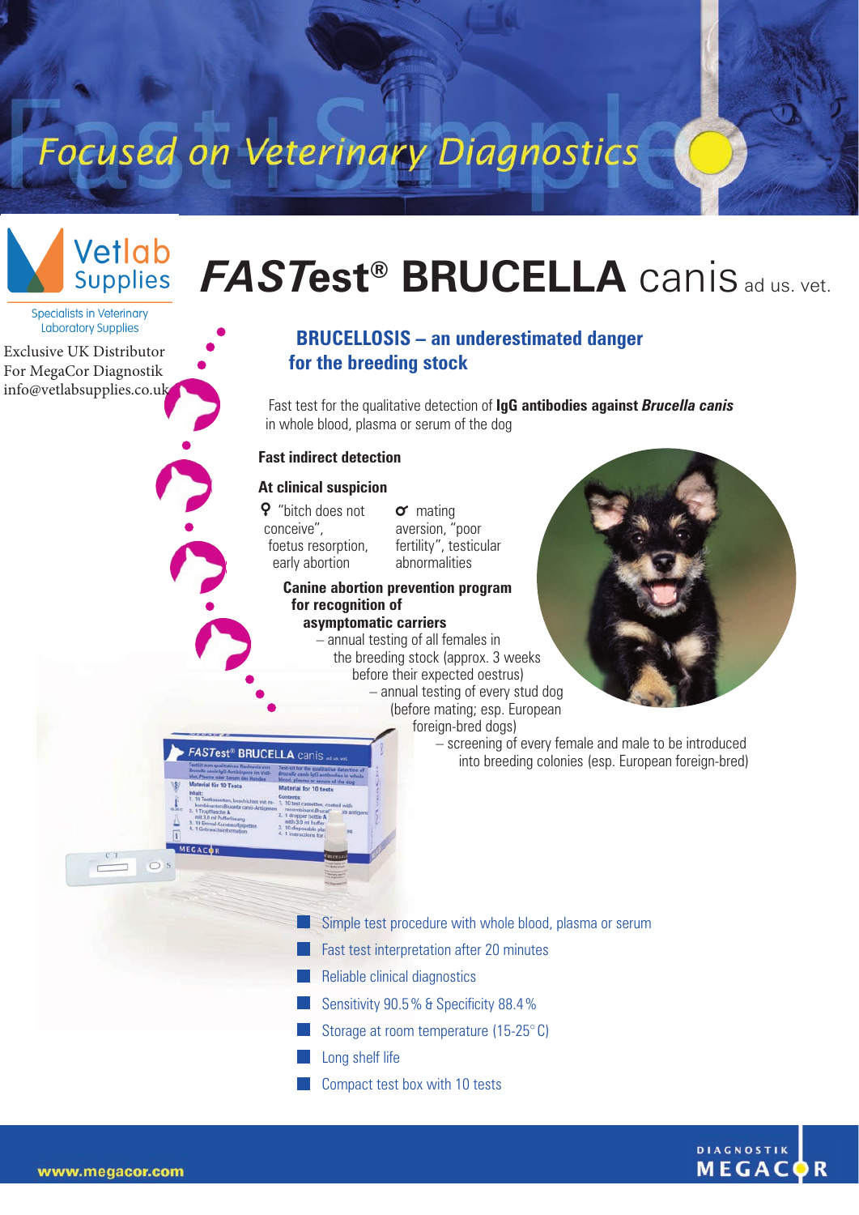Focused on Veterinary Diagnostics

Vetlab Supplies

Specialists in Veterinary Laboratory Supplies

Exclusive UK Distributor
For MegaCor Diagnostik
info@vetlabsupplies.co.uk

# *FASTest*® BRUCELLA canis ad us. vet.

## BRUCELLOSIS – an underestimated danger for the breeding stock

Fast test for the qualitative detection of **IgG antibodies against *Brucella canis*** in whole blood, plasma or serum of the dog

### Fast indirect detection

**At clinical suspicion**

♀ "bitch does not conceive", foetus resorption, early abortion

♂ mating aversion, "poor fertility", testicular abnormalities

**Canine abortion prevention program for recognition of asymptomatic carriers**

– annual testing of all females in the breeding stock (approx. 3 weeks before their expected oestrus)

– annual testing of every stud dog (before mating; esp. European foreign-bred dogs)

– screening of every female and male to be introduced into breeding colonies (esp. European foreign-bred)

- Simple test procedure with whole blood, plasma or serum
- Fast test interpretation after 20 minutes
- Reliable clinical diagnostics
- Sensitivity 90.5% & Specificity 88.4%
- Storage at room temperature (15-25° C)
- Long shelf life
- Compact test box with 10 tests

www.megacor.com

DIAGNOSTIK MEGACOR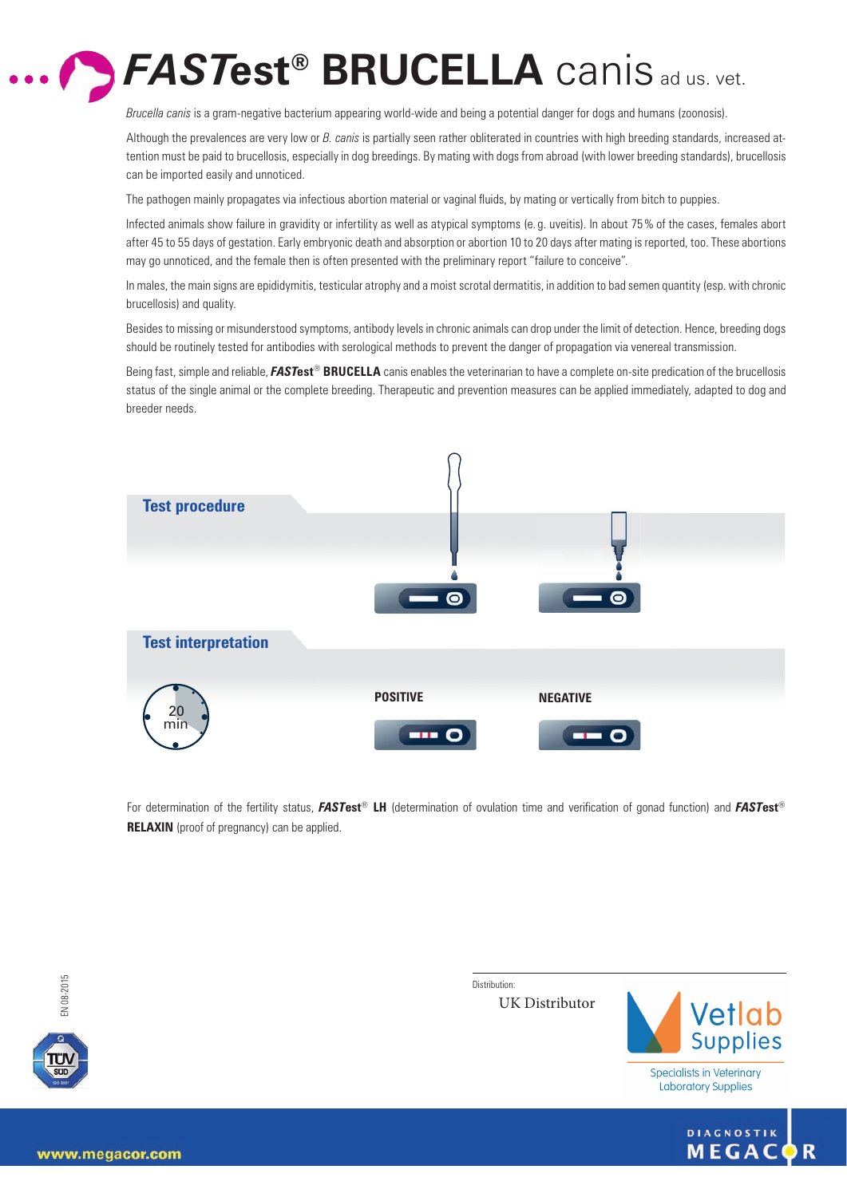# *FASTest*® BRUCELLA canis ad us. vet.

*Brucella canis* is a gram-negative bacterium appearing world-wide and being a potential danger for dogs and humans (zoonosis).

Although the prevalences are very low or *B. canis* is partially seen rather obliterated in countries with high breeding standards, increased attention must be paid to brucellosis, especially in dog breedings. By mating with dogs from abroad (with lower breeding standards), brucellosis can be imported easily and unnoticed.

The pathogen mainly propagates via infectious abortion material or vaginal fluids, by mating or vertically from bitch to puppies.

Infected animals show failure in gravidity or infertility as well as atypical symptoms (e. g. uveitis). In about 75 % of the cases, females abort after 45 to 55 days of gestation. Early embryonic death and absorption or abortion 10 to 20 days after mating is reported, too. These abortions may go unnoticed, and the female then is often presented with the preliminary report "failure to conceive".

In males, the main signs are epididymitis, testicular atrophy and a moist scrotal dermatitis, in addition to bad semen quantity (esp. with chronic brucellosis) and quality.

Besides to missing or misunderstood symptoms, antibody levels in chronic animals can drop under the limit of detection. Hence, breeding dogs should be routinely tested for antibodies with serological methods to prevent the danger of propagation via venereal transmission.

Being fast, simple and reliable, ***FASTest***® **BRUCELLA** canis enables the veterinarian to have a complete on-site predication of the brucellosis status of the single animal or the complete breeding. Therapeutic and prevention measures can be applied immediately, adapted to dog and breeder needs.

## Test procedure

## Test interpretation

20 min

POSITIVE

NEGATIVE

For determination of the fertility status, ***FASTest***® **LH** (determination of ovulation time and verification of gonad function) and ***FASTest***® **RELAXIN** (proof of pregnancy) can be applied.

EN 08-2015

Distribution:

UK Distributor

Vetlab Supplies

Specialists in Veterinary Laboratory Supplies

www.megacor.com

DIAGNOSTIK MEGACOR